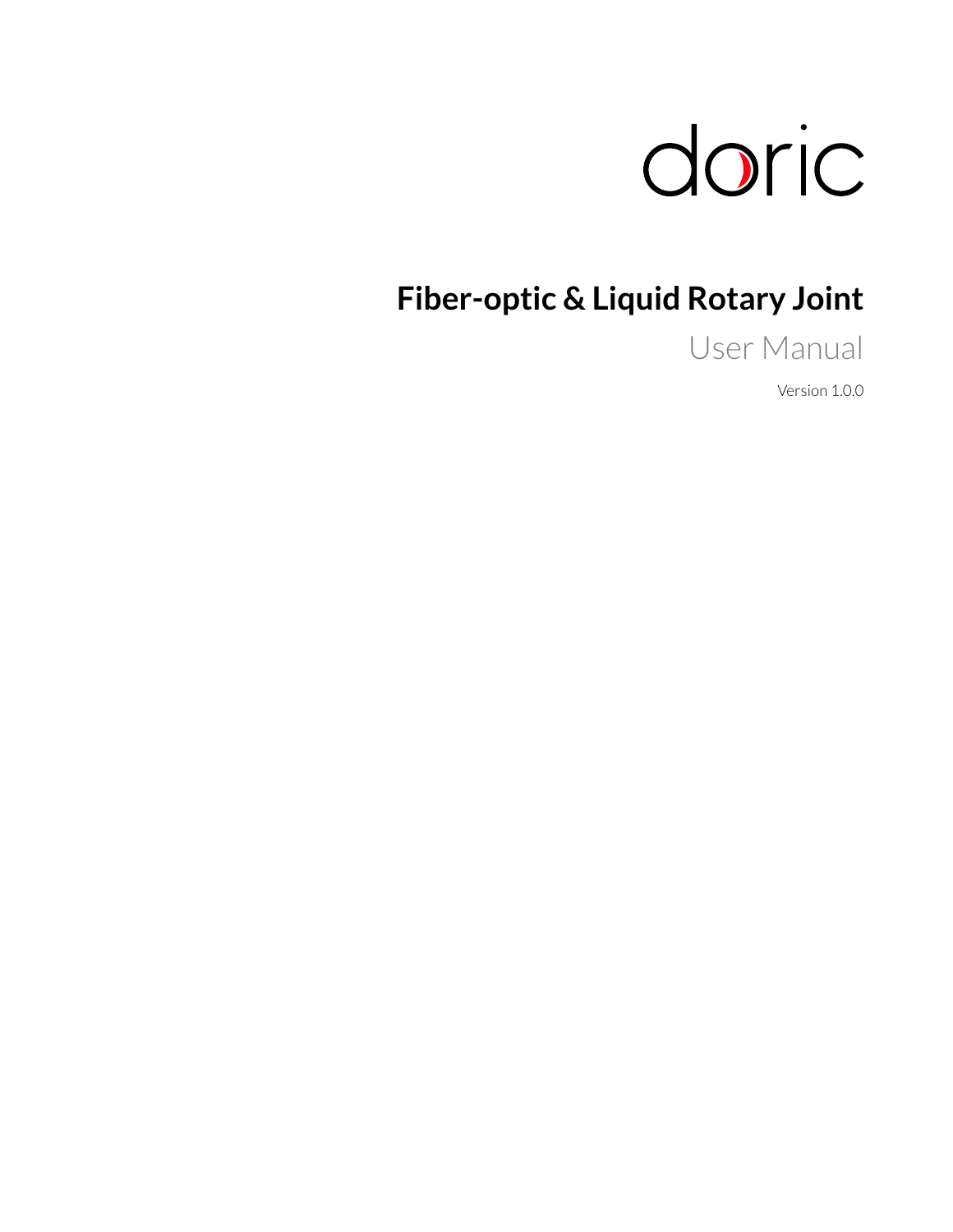doric

# Fiber-optic & Liquid Rotary Joint

User Manual

Version 1.0.0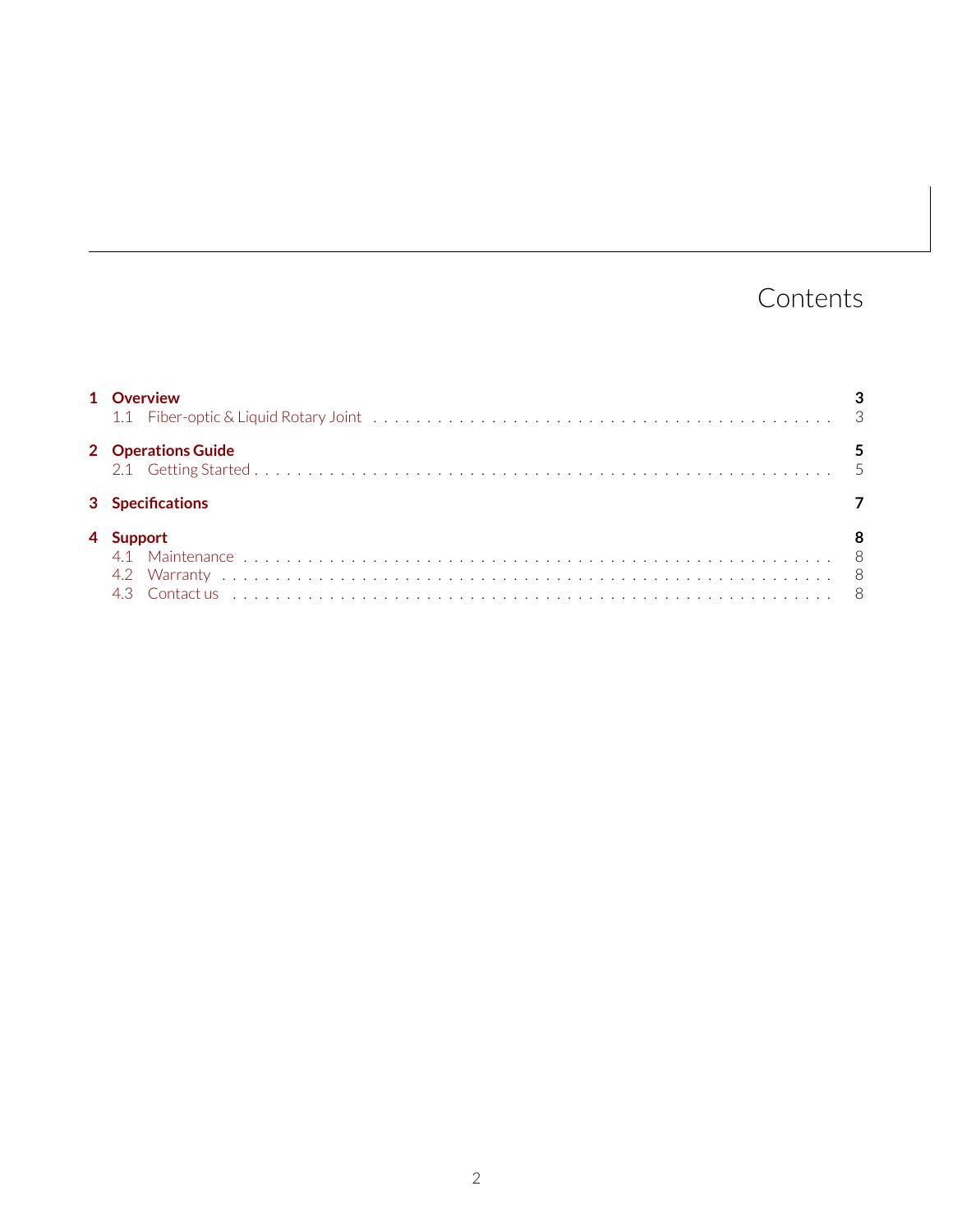# Contents

**1 Overview** **3**

1.1 Fiber-optic & Liquid Rotary Joint . . . . . . . . . . . . . . . . . . . . . . . . . . . . . . . . . . . . . . . . . . . . 3

**2 Operations Guide** **5**

2.1 Getting Started . . . . . . . . . . . . . . . . . . . . . . . . . . . . . . . . . . . . . . . . . . . . . . . . . . . . . . . 5

**3 Specifications** **7**

**4 Support** **8**

4.1 Maintenance . . . . . . . . . . . . . . . . . . . . . . . . . . . . . . . . . . . . . . . . . . . . . . . . . . . . . . . 8

4.2 Warranty . . . . . . . . . . . . . . . . . . . . . . . . . . . . . . . . . . . . . . . . . . . . . . . . . . . . . . . . . 8

4.3 Contact us . . . . . . . . . . . . . . . . . . . . . . . . . . . . . . . . . . . . . . . . . . . . . . . . . . . . . . . . 8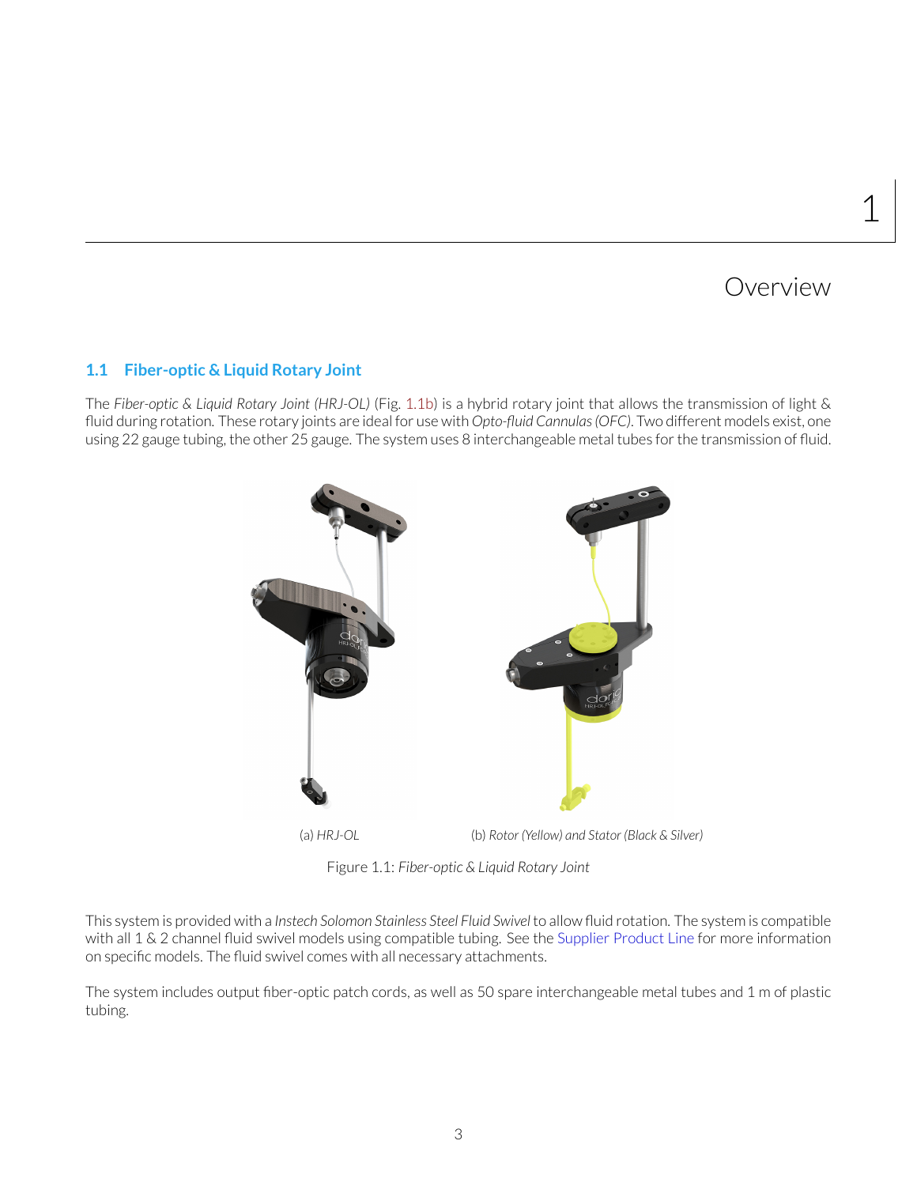# 1 Overview

## 1.1 Fiber-optic & Liquid Rotary Joint

The *Fiber-optic & Liquid Rotary Joint (HRJ-OL)* (Fig. 1.1b) is a hybrid rotary joint that allows the transmission of light & fluid during rotation. These rotary joints are ideal for use with *Opto-fluid Cannulas (OFC)*. Two different models exist, one using 22 gauge tubing, the other 25 gauge. The system uses 8 interchangeable metal tubes for the transmission of fluid.

(a) *HRJ-OL*

(b) *Rotor (Yellow) and Stator (Black & Silver)*

Figure 1.1: *Fiber-optic & Liquid Rotary Joint*

This system is provided with a *Instech Solomon Stainless Steel Fluid Swivel* to allow fluid rotation. The system is compatible with all 1 & 2 channel fluid swivel models using compatible tubing. See the Supplier Product Line for more information on specific models. The fluid swivel comes with all necessary attachments.

The system includes output fiber-optic patch cords, as well as 50 spare interchangeable metal tubes and 1 m of plastic tubing.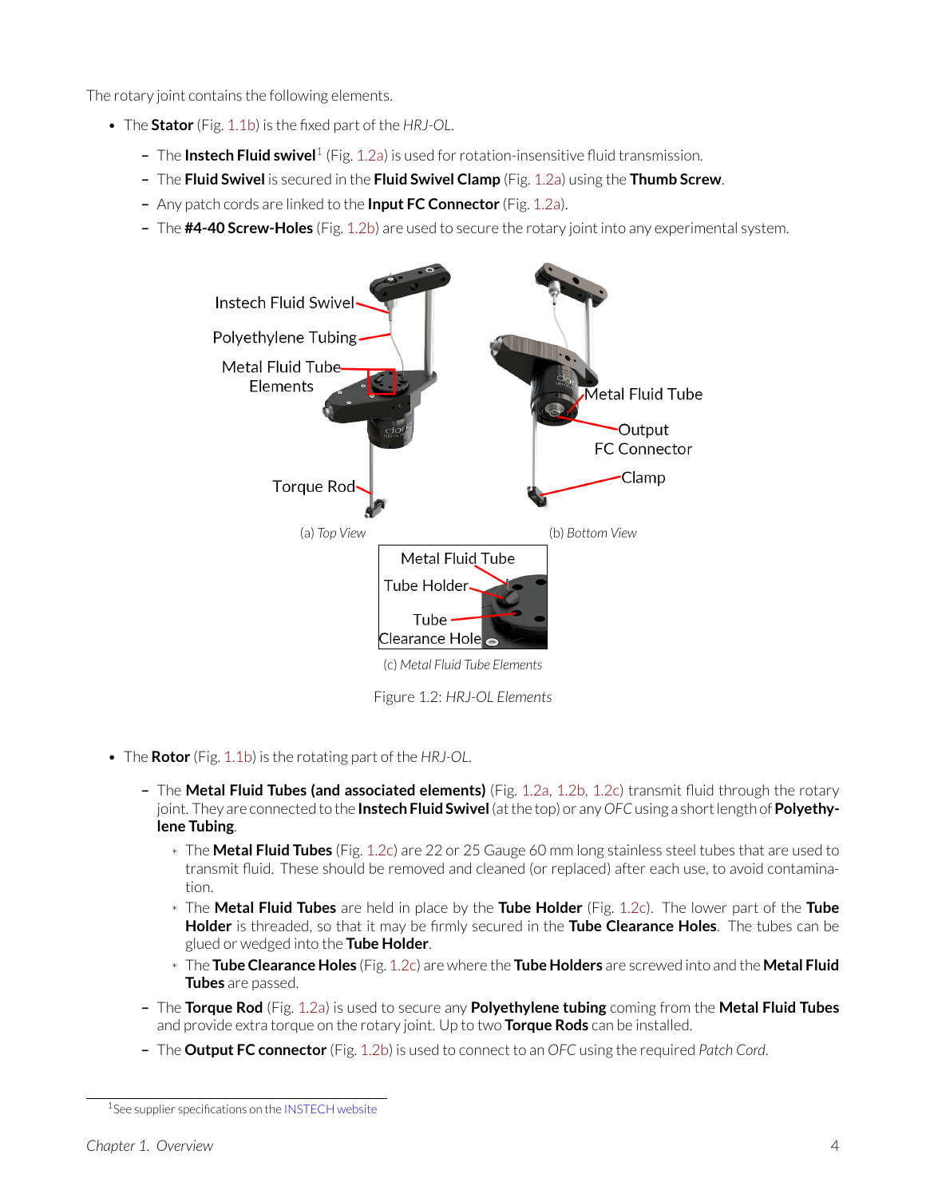The rotary joint contains the following elements.

- The **Stator** (Fig. 1.1b) is the fixed part of the *HRJ-OL*.
  - The **Instech Fluid swivel**[1] (Fig. 1.2a) is used for rotation-insensitive fluid transmission.
  - The **Fluid Swivel** is secured in the **Fluid Swivel Clamp** (Fig. 1.2a) using the **Thumb Screw**.
  - Any patch cords are linked to the **Input FC Connector** (Fig. 1.2a).
  - The **#4-40 Screw-Holes** (Fig. 1.2b) are used to secure the rotary joint into any experimental system.

(a) *Top View*

(b) *Bottom View*

(c) *Metal Fluid Tube Elements*

Figure 1.2: *HRJ-OL Elements*

- The **Rotor** (Fig. 1.1b) is the rotating part of the *HRJ-OL*.
  - The **Metal Fluid Tubes (and associated elements)** (Fig. 1.2a, 1.2b, 1.2c) transmit fluid through the rotary joint. They are connected to the **Instech Fluid Swivel** (at the top) or any *OFC* using a short length of **Polyethylene Tubing**.
    - The **Metal Fluid Tubes** (Fig. 1.2c) are 22 or 25 Gauge 60 mm long stainless steel tubes that are used to transmit fluid. These should be removed and cleaned (or replaced) after each use, to avoid contamination.
    - The **Metal Fluid Tubes** are held in place by the **Tube Holder** (Fig. 1.2c). The lower part of the **Tube Holder** is threaded, so that it may be firmly secured in the **Tube Clearance Holes**. The tubes can be glued or wedged into the **Tube Holder**.
    - The **Tube Clearance Holes** (Fig. 1.2c) are where the **Tube Holders** are screwed into and the **Metal Fluid Tubes** are passed.
  - The **Torque Rod** (Fig. 1.2a) is used to secure any **Polyethylene tubing** coming from the **Metal Fluid Tubes** and provide extra torque on the rotary joint. Up to two **Torque Rods** can be installed.
  - The **Output FC connector** (Fig. 1.2b) is used to connect to an *OFC* using the required *Patch Cord*.

[1] See supplier specifications on the INSTECH website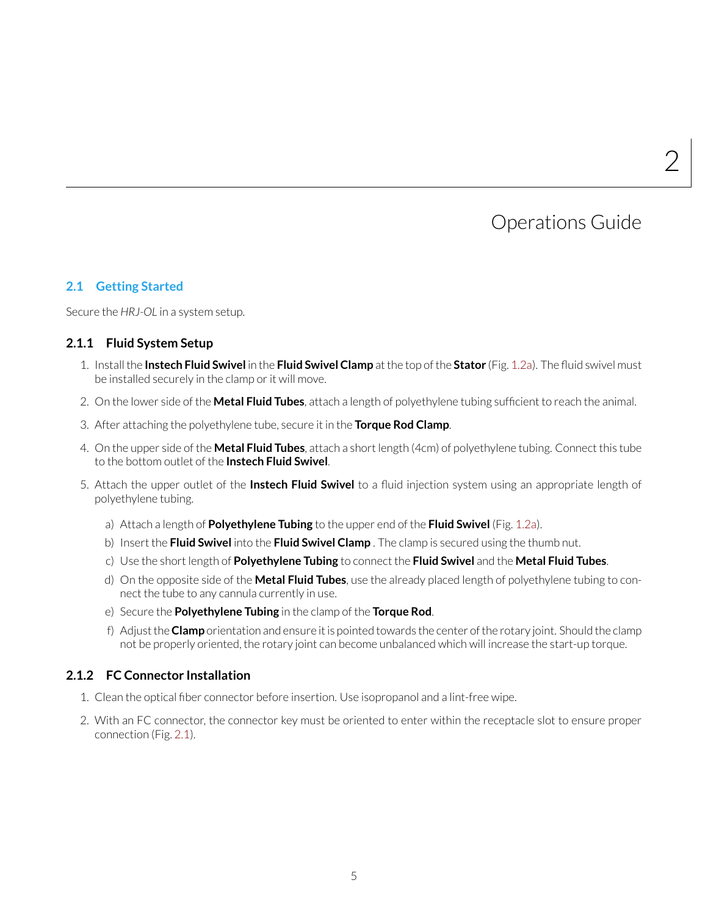# 2 Operations Guide

## 2.1 Getting Started

Secure the *HRJ-OL* in a system setup.

### 2.1.1 Fluid System Setup

1. Install the **Instech Fluid Swivel** in the **Fluid Swivel Clamp** at the top of the **Stator** (Fig. 1.2a). The fluid swivel must be installed securely in the clamp or it will move.
2. On the lower side of the **Metal Fluid Tubes**, attach a length of polyethylene tubing sufficient to reach the animal.
3. After attaching the polyethylene tube, secure it in the **Torque Rod Clamp**.
4. On the upper side of the **Metal Fluid Tubes**, attach a short length (4cm) of polyethylene tubing. Connect this tube to the bottom outlet of the **Instech Fluid Swivel**.
5. Attach the upper outlet of the **Instech Fluid Swivel** to a fluid injection system using an appropriate length of polyethylene tubing.
   a) Attach a length of **Polyethylene Tubing** to the upper end of the **Fluid Swivel** (Fig. 1.2a).
   b) Insert the **Fluid Swivel** into the **Fluid Swivel Clamp** . The clamp is secured using the thumb nut.
   c) Use the short length of **Polyethylene Tubing** to connect the **Fluid Swivel** and the **Metal Fluid Tubes**.
   d) On the opposite side of the **Metal Fluid Tubes**, use the already placed length of polyethylene tubing to connect the tube to any cannula currently in use.
   e) Secure the **Polyethylene Tubing** in the clamp of the **Torque Rod**.
   f) Adjust the **Clamp** orientation and ensure it is pointed towards the center of the rotary joint. Should the clamp not be properly oriented, the rotary joint can become unbalanced which will increase the start-up torque.

### 2.1.2 FC Connector Installation

1. Clean the optical fiber connector before insertion. Use isopropanol and a lint-free wipe.
2. With an FC connector, the connector key must be oriented to enter within the receptacle slot to ensure proper connection (Fig. 2.1).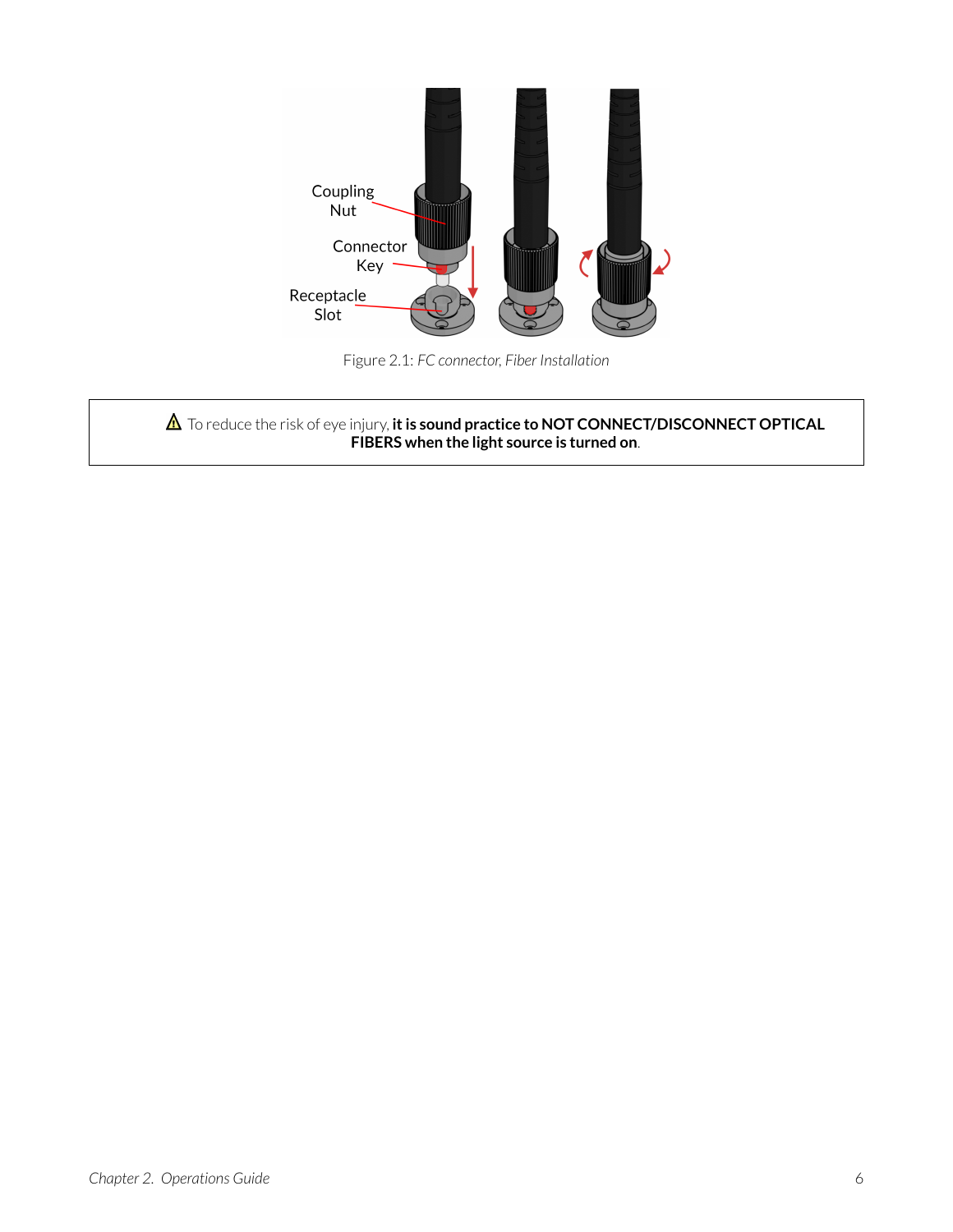Figure 2.1: *FC connector, Fiber Installation*

⚠ To reduce the risk of eye injury, **it is sound practice to NOT CONNECT/DISCONNECT OPTICAL FIBERS when the light source is turned on**.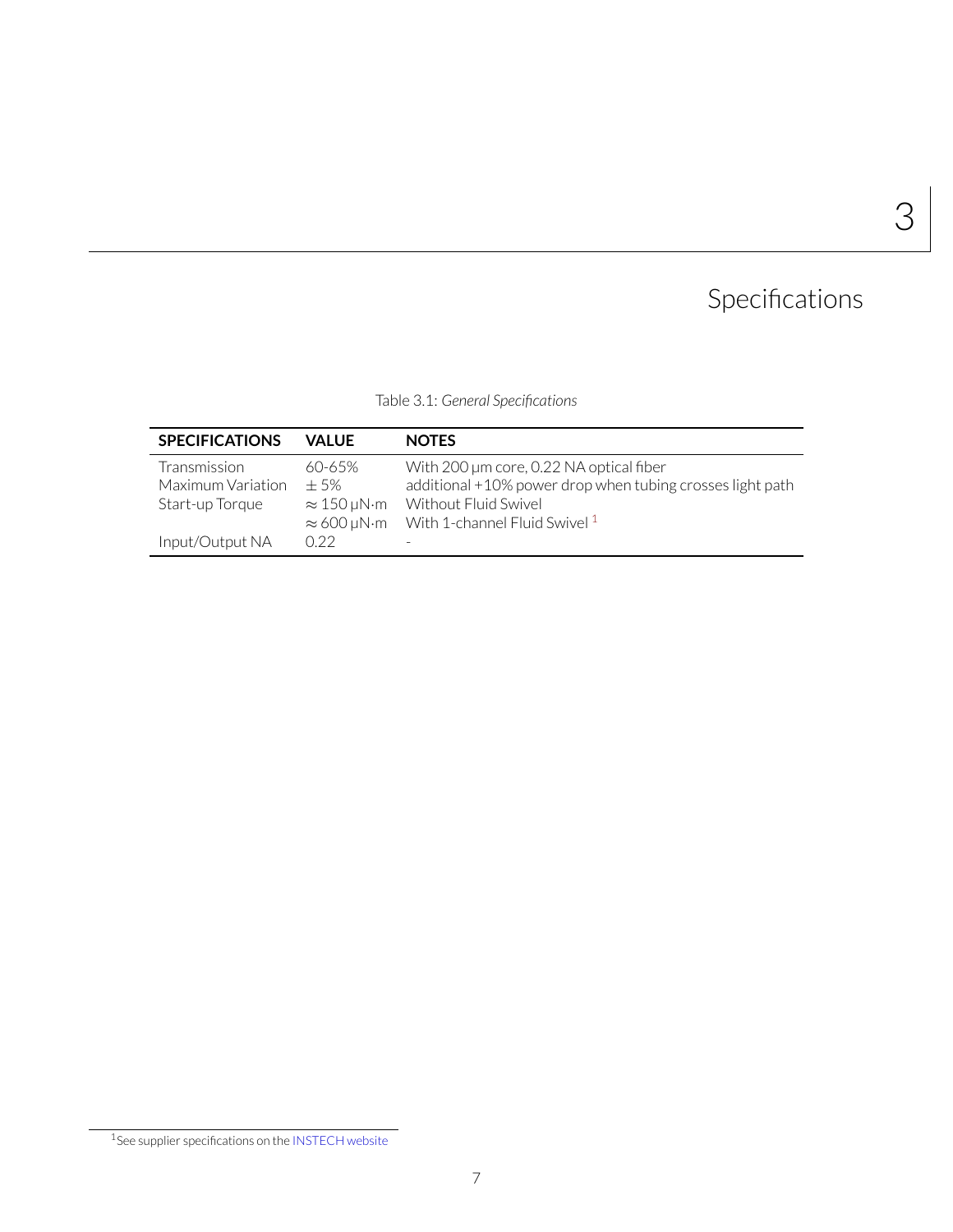# 3 Specifications

Table 3.1: *General Specifications*

| SPECIFICATIONS | VALUE | NOTES |
|---|---|---|
| Transmission | 60-65% | With 200 µm core, 0.22 NA optical fiber |
| Maximum Variation | $\pm$ 5% | additional +10% power drop when tubing crosses light path |
| Start-up Torque | $\approx$ 150 µN·m | Without Fluid Swivel |
| | $\approx$ 600 µN·m | With 1-channel Fluid Swivel [1] |
| Input/Output NA | 0.22 | - |

[1] See supplier specifications on the INSTECH website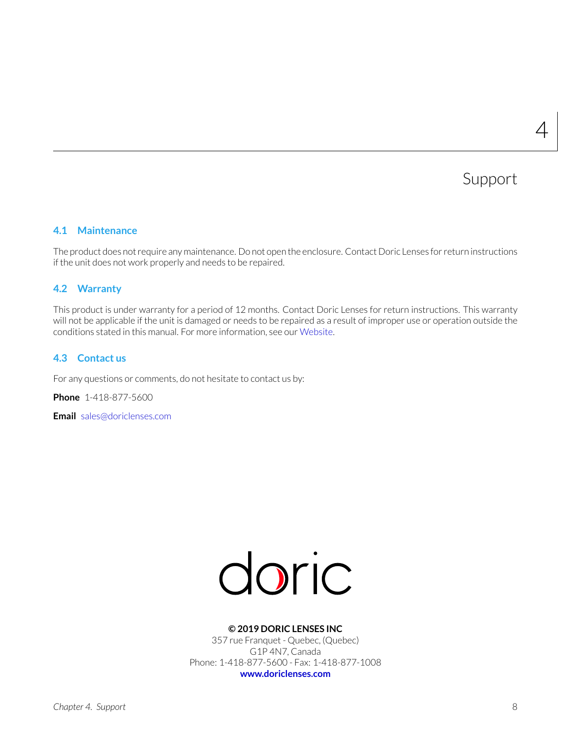# 4 Support

## 4.1 Maintenance

The product does not require any maintenance. Do not open the enclosure. Contact Doric Lenses for return instructions if the unit does not work properly and needs to be repaired.

## 4.2 Warranty

This product is under warranty for a period of 12 months. Contact Doric Lenses for return instructions. This warranty will not be applicable if the unit is damaged or needs to be repaired as a result of improper use or operation outside the conditions stated in this manual. For more information, see our Website.

## 4.3 Contact us

For any questions or comments, do not hesitate to contact us by:

**Phone** 1-418-877-5600

**Email** sales@doriclenses.com

doric

**© 2019 DORIC LENSES INC**
357 rue Franquet - Quebec, (Quebec)
G1P 4N7, Canada
Phone: 1-418-877-5600 - Fax: 1-418-877-1008
**www.doriclenses.com**